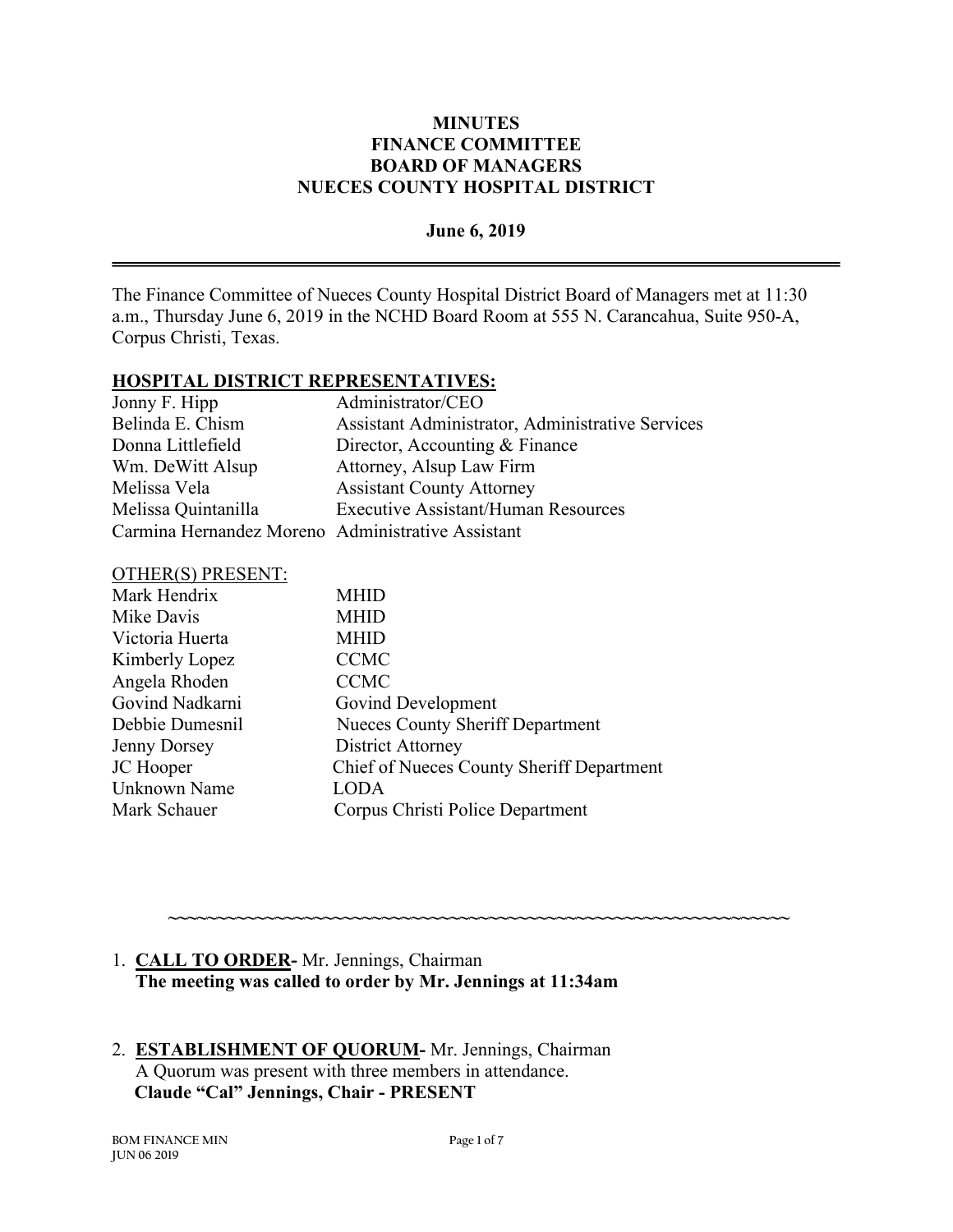# MINUTES
# FINANCE COMMITTEE
# BOARD OF MANAGERS
# NUECES COUNTY HOSPITAL DISTRICT

**June 6, 2019**

---

The Finance Committee of Nueces County Hospital District Board of Managers met at 11:30 a.m., Thursday June 6, 2019 in the NCHD Board Room at 555 N. Carancahua, Suite 950-A, Corpus Christi, Texas.

**HOSPITAL DISTRICT REPRESENTATIVES:**

| | |
|---|---|
| Jonny F. Hipp | Administrator/CEO |
| Belinda E. Chism | Assistant Administrator, Administrative Services |
| Donna Littlefield | Director, Accounting & Finance |
| Wm. DeWitt Alsup | Attorney, Alsup Law Firm |
| Melissa Vela | Assistant County Attorney |
| Melissa Quintanilla | Executive Assistant/Human Resources |
| Carmina Hernandez Moreno | Administrative Assistant |

OTHER(S) PRESENT:

| | |
|---|---|
| Mark Hendrix | MHID |
| Mike Davis | MHID |
| Victoria Huerta | MHID |
| Kimberly Lopez | CCMC |
| Angela Rhoden | CCMC |
| Govind Nadkarni | Govind Development |
| Debbie Dumesnil | Nueces County Sheriff Department |
| Jenny Dorsey | District Attorney |
| JC Hooper | Chief of Nueces County Sheriff Department |
| Unknown Name | LODA |
| Mark Schauer | Corpus Christi Police Department |

~~~~~~~~~~~~~~~~~~~~~~~~~~~~~~~~~~~~~~~~~~~~~~~~~~~~~~~~~~~~~~~~

1. **CALL TO ORDER-** Mr. Jennings, Chairman
   **The meeting was called to order by Mr. Jennings at 11:34am**

2. **ESTABLISHMENT OF QUORUM-** Mr. Jennings, Chairman
   A Quorum was present with three members in attendance.
   **Claude "Cal" Jennings, Chair - PRESENT**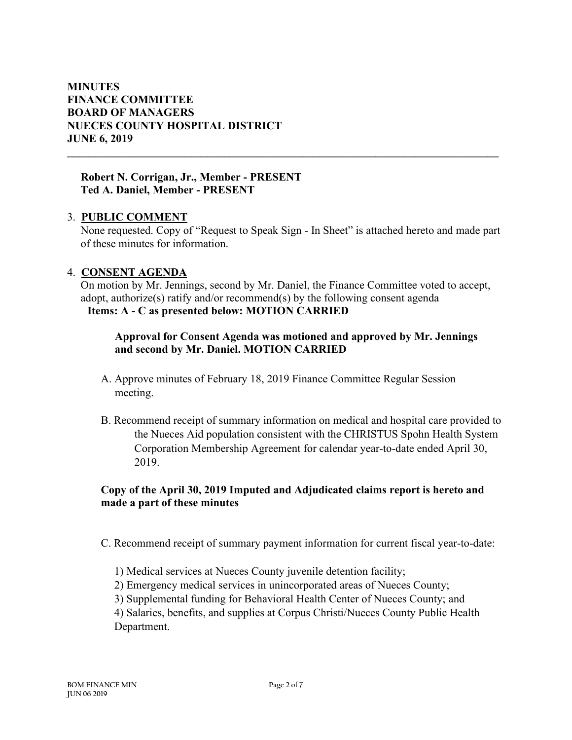**MINUTES**
**FINANCE COMMITTEE**
**BOARD OF MANAGERS**
**NUECES COUNTY HOSPITAL DISTRICT**
**JUNE 6, 2019**

---

**Robert N. Corrigan, Jr., Member - PRESENT**
**Ted A. Daniel, Member - PRESENT**

3. **PUBLIC COMMENT**
   None requested. Copy of "Request to Speak Sign - In Sheet" is attached hereto and made part of these minutes for information.

4. **CONSENT AGENDA**
   On motion by Mr. Jennings, second by Mr. Daniel, the Finance Committee voted to accept, adopt, authorize(s) ratify and/or recommend(s) by the following consent agenda
   **Items: A - C as presented below: MOTION CARRIED**

   **Approval for Consent Agenda was motioned and approved by Mr. Jennings and second by Mr. Daniel. MOTION CARRIED**

   A. Approve minutes of February 18, 2019 Finance Committee Regular Session meeting.

   B. Recommend receipt of summary information on medical and hospital care provided to the Nueces Aid population consistent with the CHRISTUS Spohn Health System Corporation Membership Agreement for calendar year-to-date ended April 30, 2019.

   **Copy of the April 30, 2019 Imputed and Adjudicated claims report is hereto and made a part of these minutes**

   C. Recommend receipt of summary payment information for current fiscal year-to-date:

   1) Medical services at Nueces County juvenile detention facility;
   2) Emergency medical services in unincorporated areas of Nueces County;
   3) Supplemental funding for Behavioral Health Center of Nueces County; and
   4) Salaries, benefits, and supplies at Corpus Christi/Nueces County Public Health Department.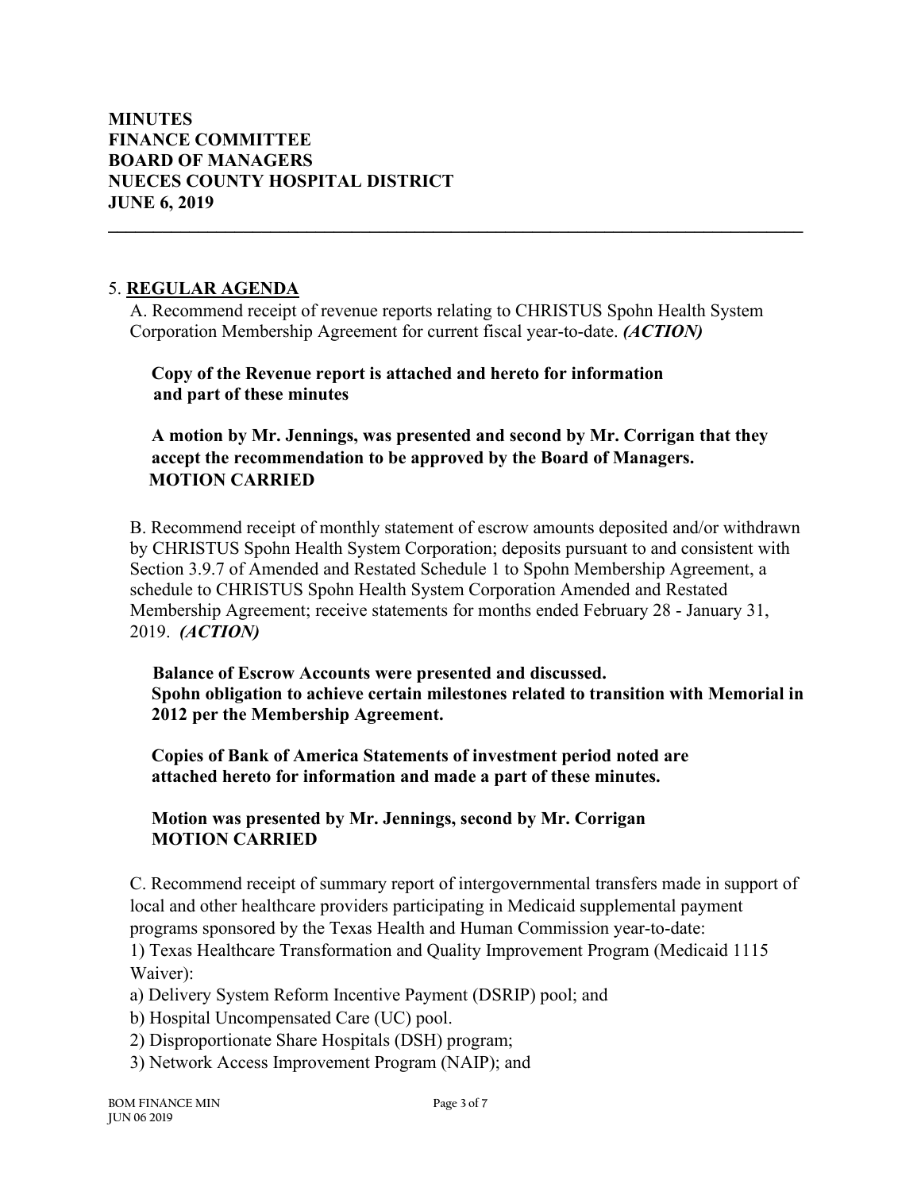**MINUTES**
**FINANCE COMMITTEE**
**BOARD OF MANAGERS**
**NUECES COUNTY HOSPITAL DISTRICT**
**JUNE 6, 2019**

---

5. **REGULAR AGENDA**

A. Recommend receipt of revenue reports relating to CHRISTUS Spohn Health System Corporation Membership Agreement for current fiscal year-to-date. ***(ACTION)***

**Copy of the Revenue report is attached and hereto for information and part of these minutes**

**A motion by Mr. Jennings, was presented and second by Mr. Corrigan that they accept the recommendation to be approved by the Board of Managers.**
**MOTION CARRIED**

B. Recommend receipt of monthly statement of escrow amounts deposited and/or withdrawn by CHRISTUS Spohn Health System Corporation; deposits pursuant to and consistent with Section 3.9.7 of Amended and Restated Schedule 1 to Spohn Membership Agreement, a schedule to CHRISTUS Spohn Health System Corporation Amended and Restated Membership Agreement; receive statements for months ended February 28 - January 31, 2019. ***(ACTION)***

**Balance of Escrow Accounts were presented and discussed.**
**Spohn obligation to achieve certain milestones related to transition with Memorial in 2012 per the Membership Agreement.**

**Copies of Bank of America Statements of investment period noted are attached hereto for information and made a part of these minutes.**

**Motion was presented by Mr. Jennings, second by Mr. Corrigan**
**MOTION CARRIED**

C. Recommend receipt of summary report of intergovernmental transfers made in support of local and other healthcare providers participating in Medicaid supplemental payment programs sponsored by the Texas Health and Human Commission year-to-date:

1) Texas Healthcare Transformation and Quality Improvement Program (Medicaid 1115 Waiver):

a) Delivery System Reform Incentive Payment (DSRIP) pool; and

b) Hospital Uncompensated Care (UC) pool.

2) Disproportionate Share Hospitals (DSH) program;

3) Network Access Improvement Program (NAIP); and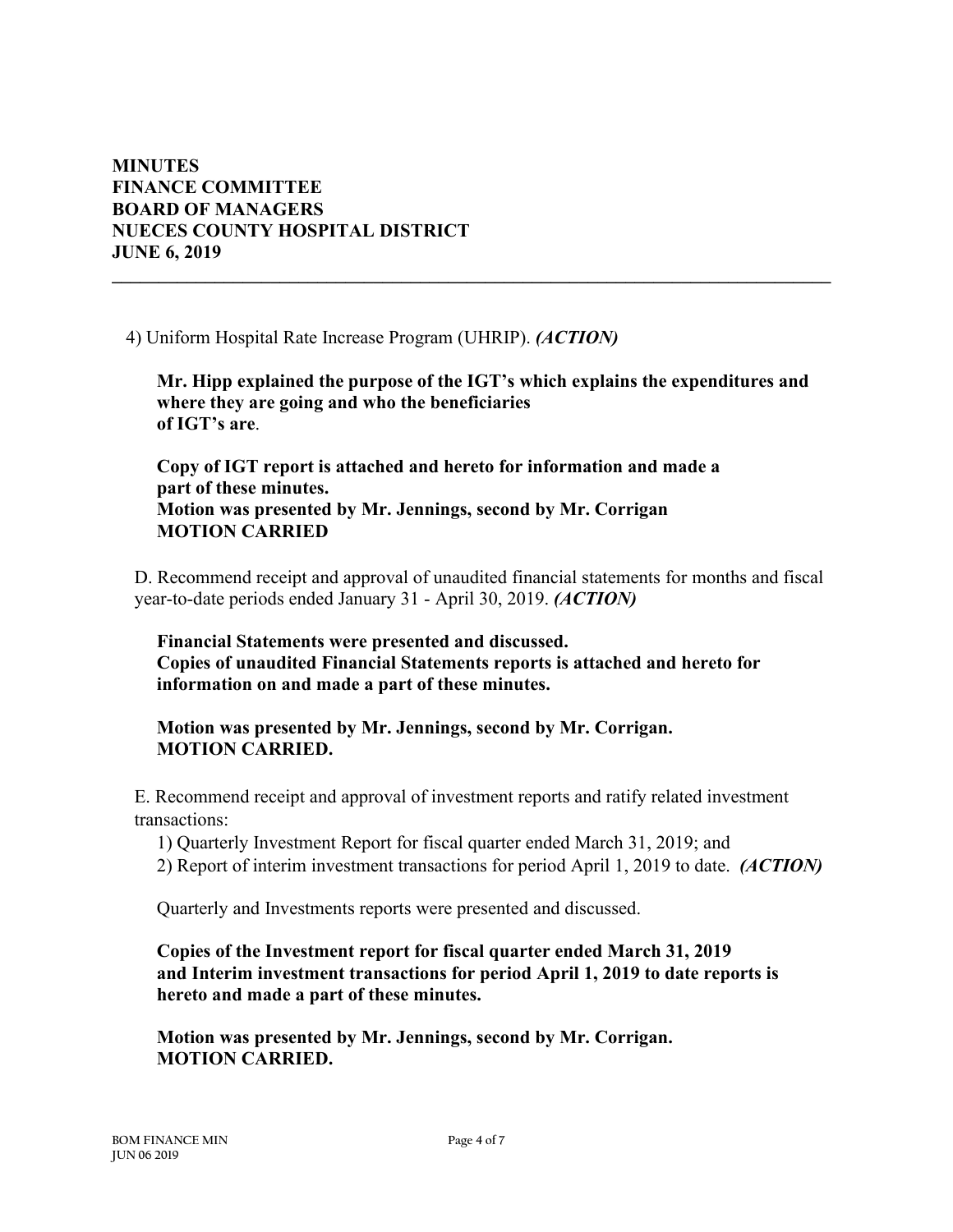**MINUTES**
**FINANCE COMMITTEE**
**BOARD OF MANAGERS**
**NUECES COUNTY HOSPITAL DISTRICT**
**JUNE 6, 2019**

---

4) Uniform Hospital Rate Increase Program (UHRIP). ***(ACTION)***

**Mr. Hipp explained the purpose of the IGT's which explains the expenditures and where they are going and who the beneficiaries of IGT's are**.

**Copy of IGT report is attached and hereto for information and made a part of these minutes.**
**Motion was presented by Mr. Jennings, second by Mr. Corrigan**
**MOTION CARRIED**

D. Recommend receipt and approval of unaudited financial statements for months and fiscal year-to-date periods ended January 31 - April 30, 2019. ***(ACTION)***

**Financial Statements were presented and discussed.**
**Copies of unaudited Financial Statements reports is attached and hereto for information on and made a part of these minutes.**

**Motion was presented by Mr. Jennings, second by Mr. Corrigan.**
**MOTION CARRIED.**

E. Recommend receipt and approval of investment reports and ratify related investment transactions:

1) Quarterly Investment Report for fiscal quarter ended March 31, 2019; and
2) Report of interim investment transactions for period April 1, 2019 to date. ***(ACTION)***

Quarterly and Investments reports were presented and discussed.

**Copies of the Investment report for fiscal quarter ended March 31, 2019 and Interim investment transactions for period April 1, 2019 to date reports is hereto and made a part of these minutes.**

**Motion was presented by Mr. Jennings, second by Mr. Corrigan.**
**MOTION CARRIED.**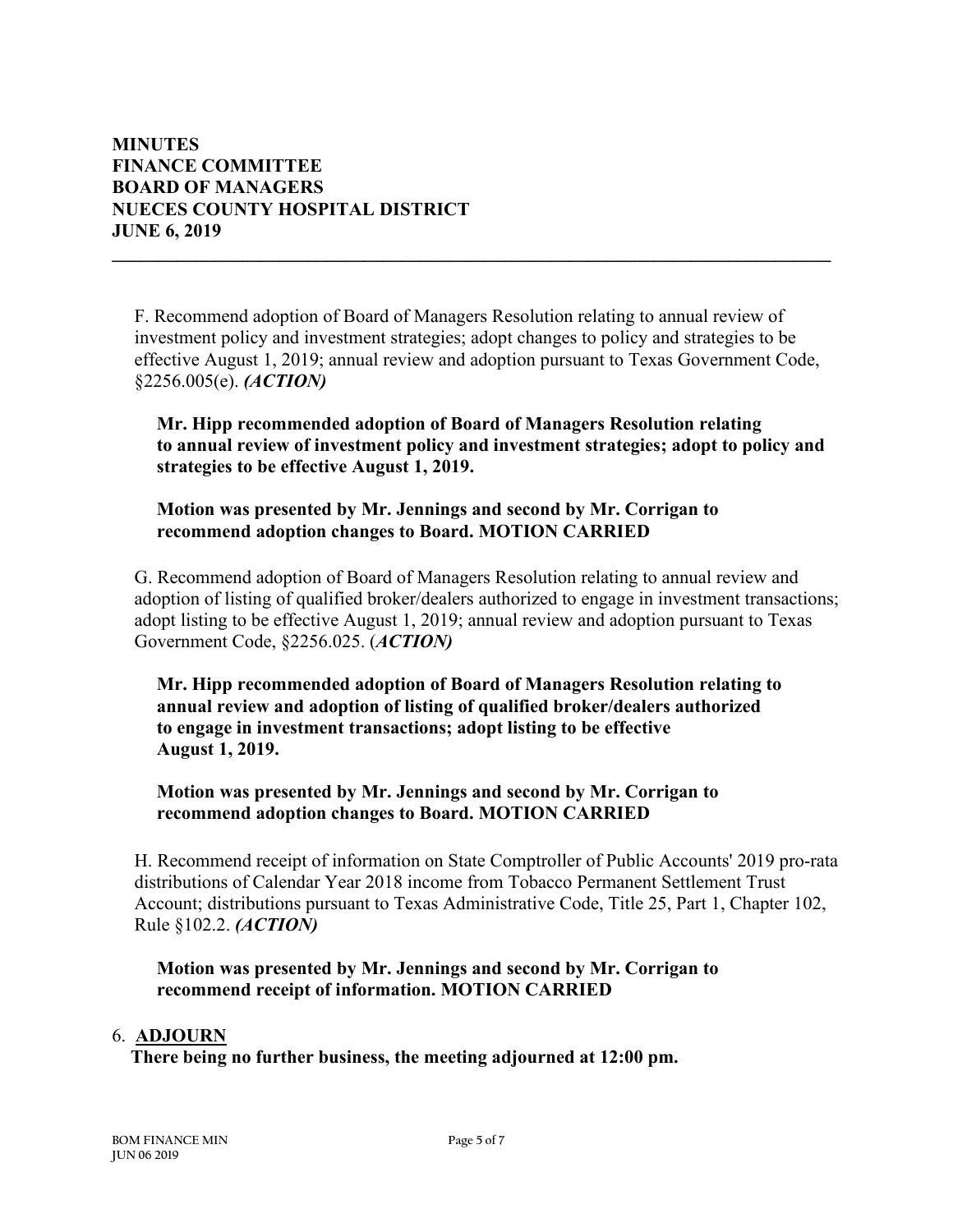**MINUTES**
**FINANCE COMMITTEE**
**BOARD OF MANAGERS**
**NUECES COUNTY HOSPITAL DISTRICT**
**JUNE 6, 2019**

---

F. Recommend adoption of Board of Managers Resolution relating to annual review of investment policy and investment strategies; adopt changes to policy and strategies to be effective August 1, 2019; annual review and adoption pursuant to Texas Government Code, §2256.005(e). ***(ACTION)***

**Mr. Hipp recommended adoption of Board of Managers Resolution relating to annual review of investment policy and investment strategies; adopt to policy and strategies to be effective August 1, 2019.**

**Motion was presented by Mr. Jennings and second by Mr. Corrigan to recommend adoption changes to Board. MOTION CARRIED**

G. Recommend adoption of Board of Managers Resolution relating to annual review and adoption of listing of qualified broker/dealers authorized to engage in investment transactions; adopt listing to be effective August 1, 2019; annual review and adoption pursuant to Texas Government Code, §2256.025. (***ACTION)***

**Mr. Hipp recommended adoption of Board of Managers Resolution relating to annual review and adoption of listing of qualified broker/dealers authorized to engage in investment transactions; adopt listing to be effective August 1, 2019.**

**Motion was presented by Mr. Jennings and second by Mr. Corrigan to recommend adoption changes to Board. MOTION CARRIED**

H. Recommend receipt of information on State Comptroller of Public Accounts' 2019 pro-rata distributions of Calendar Year 2018 income from Tobacco Permanent Settlement Trust Account; distributions pursuant to Texas Administrative Code, Title 25, Part 1, Chapter 102, Rule §102.2. ***(ACTION)***

**Motion was presented by Mr. Jennings and second by Mr. Corrigan to recommend receipt of information. MOTION CARRIED**

6. **ADJOURN**

**There being no further business, the meeting adjourned at 12:00 pm.**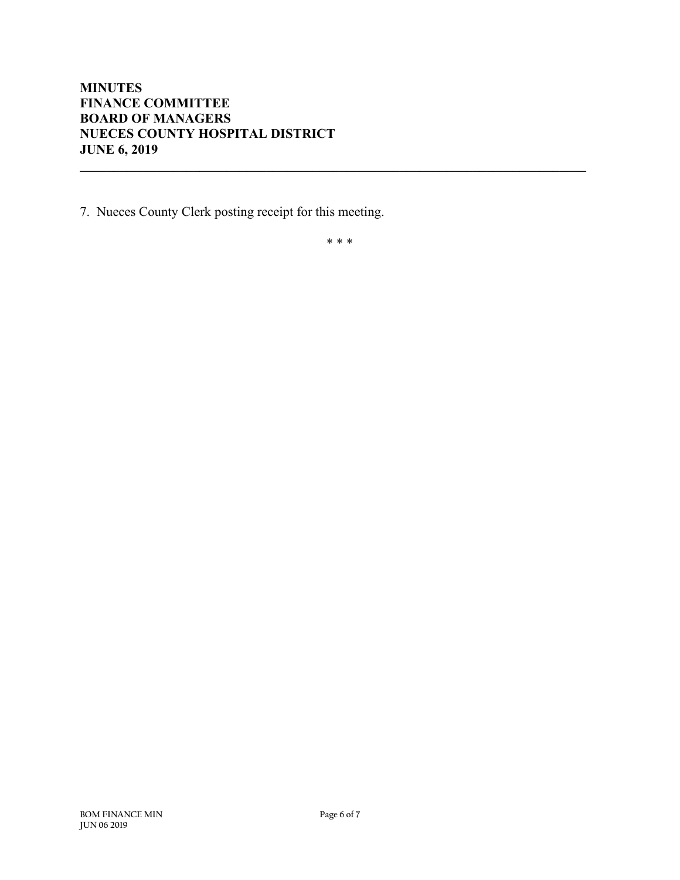7. Nueces County Clerk posting receipt for this meeting.

* * *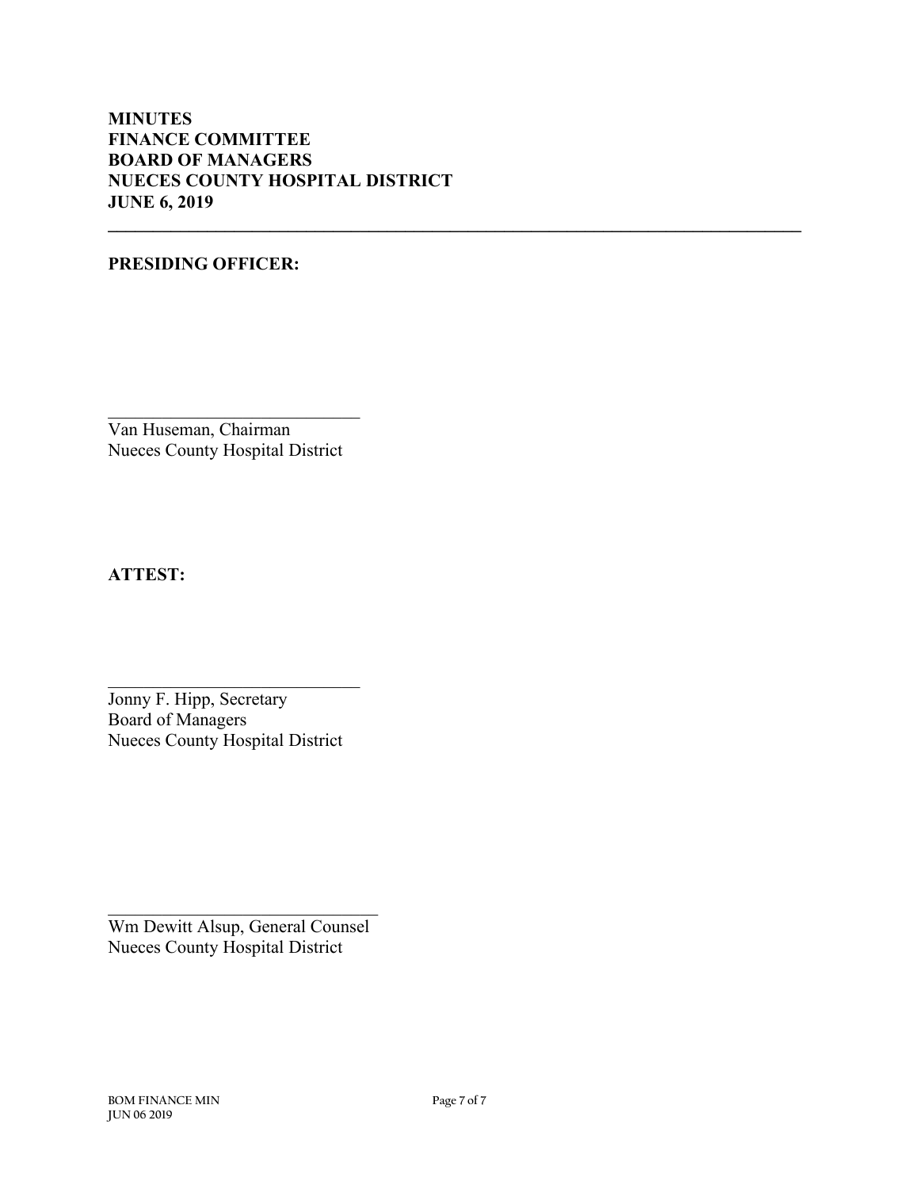**MINUTES**
**FINANCE COMMITTEE**
**BOARD OF MANAGERS**
**NUECES COUNTY HOSPITAL DISTRICT**
**JUNE 6, 2019**

---

**PRESIDING OFFICER:**

\_\_\_\_\_\_\_\_\_\_\_\_\_\_\_\_\_\_\_\_\_\_\_\_\_\_\_\_\_\_
Van Huseman, Chairman
Nueces County Hospital District

**ATTEST:**

\_\_\_\_\_\_\_\_\_\_\_\_\_\_\_\_\_\_\_\_\_\_\_\_\_\_\_\_\_\_
Jonny F. Hipp, Secretary
Board of Managers
Nueces County Hospital District

\_\_\_\_\_\_\_\_\_\_\_\_\_\_\_\_\_\_\_\_\_\_\_\_\_\_\_\_\_\_\_\_
Wm Dewitt Alsup, General Counsel
Nueces County Hospital District